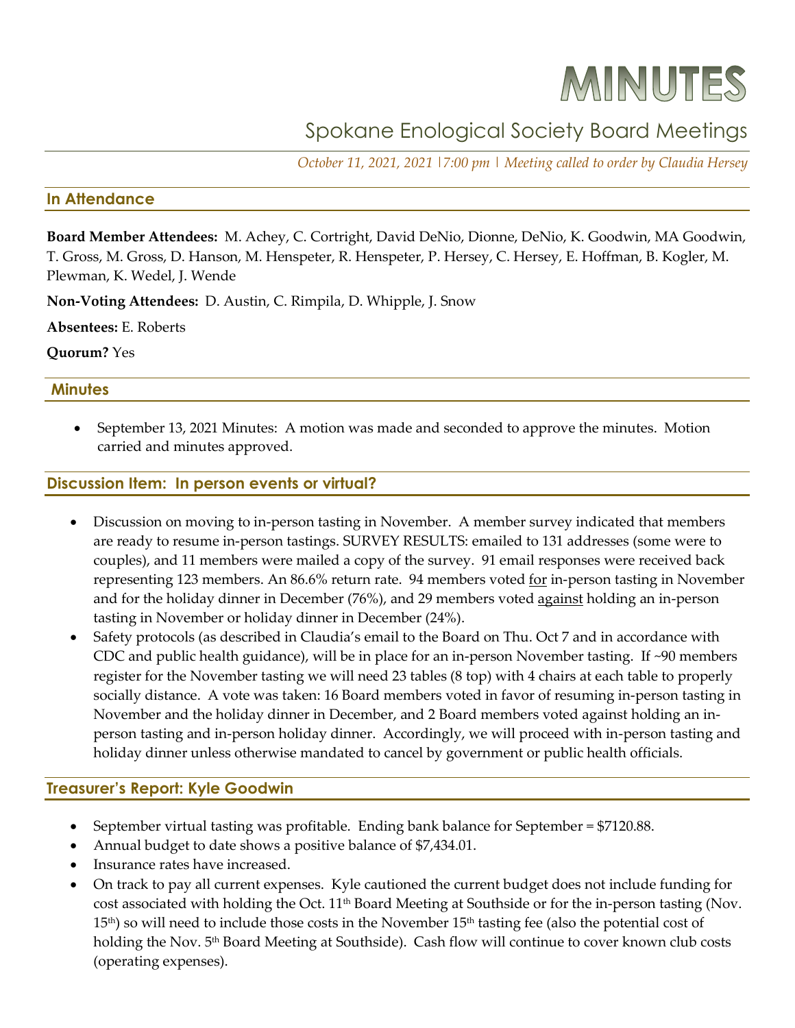# MINUTES

## Spokane Enological Society Board Meetings

*October 11, 2021, 2021 |7:00 pm | Meeting called to order by Claudia Hersey*

### In Attendance

**Board Member Attendees:** M. Achey, C. Cortright, David DeNio, Dionne, DeNio, K. Goodwin, MA Goodwin, T. Gross, M. Gross, D. Hanson, M. Henspeter, R. Henspeter, P. Hersey, C. Hersey, E. Hoffman, B. Kogler, M. Plewman, K. Wedel, J. Wende

**Non-Voting Attendees:** D. Austin, C. Rimpila, D. Whipple, J. Snow

**Absentees:** E. Roberts

**Quorum?** Yes

### Minutes

- September 13, 2021 Minutes: A motion was made and seconded to approve the minutes. Motion carried and minutes approved.

### Discussion Item: In person events or virtual?

- Discussion on moving to in-person tasting in November. A member survey indicated that members are ready to resume in-person tastings. SURVEY RESULTS: emailed to 131 addresses (some were to couples), and 11 members were mailed a copy of the survey. 91 email responses were received back representing 123 members. An 86.6% return rate. 94 members voted <u>for</u> in-person tasting in November and for the holiday dinner in December (76%), and 29 members voted <u>against</u> holding an in-person tasting in November or holiday dinner in December (24%).
- Safety protocols (as described in Claudia's email to the Board on Thu. Oct 7 and in accordance with CDC and public health guidance), will be in place for an in-person November tasting. If ~90 members register for the November tasting we will need 23 tables (8 top) with 4 chairs at each table to properly socially distance. A vote was taken: 16 Board members voted in favor of resuming in-person tasting in November and the holiday dinner in December, and 2 Board members voted against holding an in-person tasting and in-person holiday dinner. Accordingly, we will proceed with in-person tasting and holiday dinner unless otherwise mandated to cancel by government or public health officials.

### Treasurer's Report: Kyle Goodwin

- September virtual tasting was profitable. Ending bank balance for September = $7120.88.
- Annual budget to date shows a positive balance of $7,434.01.
- Insurance rates have increased.
- On track to pay all current expenses. Kyle cautioned the current budget does not include funding for cost associated with holding the Oct. 11th Board Meeting at Southside or for the in-person tasting (Nov. 15th) so will need to include those costs in the November 15th tasting fee (also the potential cost of holding the Nov. 5th Board Meeting at Southside). Cash flow will continue to cover known club costs (operating expenses).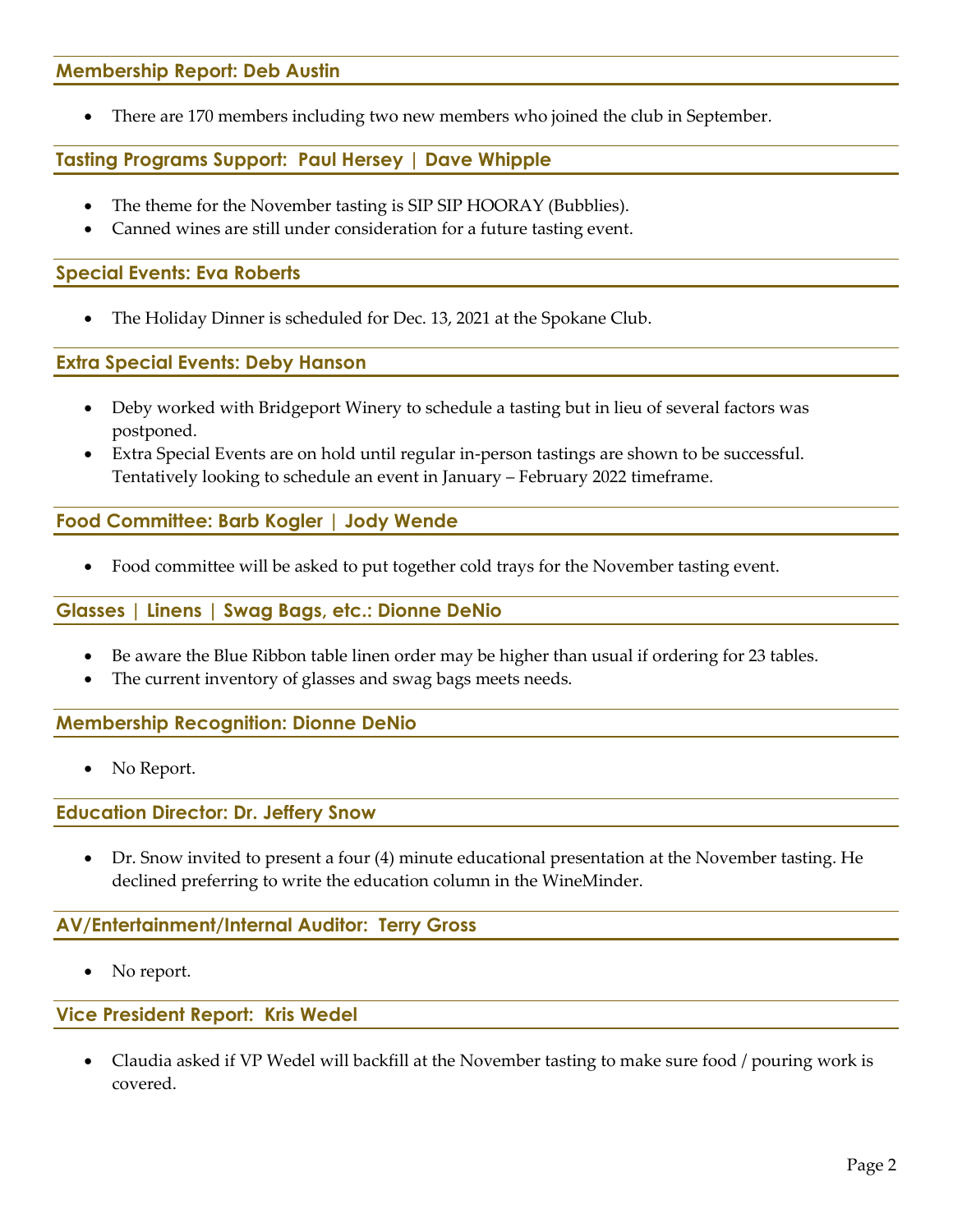## Membership Report: Deb Austin

- There are 170 members including two new members who joined the club in September.

## Tasting Programs Support: Paul Hersey | Dave Whipple

- The theme for the November tasting is SIP SIP HOORAY (Bubblies).
- Canned wines are still under consideration for a future tasting event.

## Special Events: Eva Roberts

- The Holiday Dinner is scheduled for Dec. 13, 2021 at the Spokane Club.

## Extra Special Events: Deby Hanson

- Deby worked with Bridgeport Winery to schedule a tasting but in lieu of several factors was postponed.
- Extra Special Events are on hold until regular in-person tastings are shown to be successful. Tentatively looking to schedule an event in January – February 2022 timeframe.

## Food Committee: Barb Kogler | Jody Wende

- Food committee will be asked to put together cold trays for the November tasting event.

## Glasses | Linens | Swag Bags, etc.: Dionne DeNio

- Be aware the Blue Ribbon table linen order may be higher than usual if ordering for 23 tables.
- The current inventory of glasses and swag bags meets needs.

## Membership Recognition: Dionne DeNio

- No Report.

## Education Director: Dr. Jeffery Snow

- Dr. Snow invited to present a four (4) minute educational presentation at the November tasting. He declined preferring to write the education column in the WineMinder.

## AV/Entertainment/Internal Auditor: Terry Gross

- No report.

## Vice President Report: Kris Wedel

- Claudia asked if VP Wedel will backfill at the November tasting to make sure food / pouring work is covered.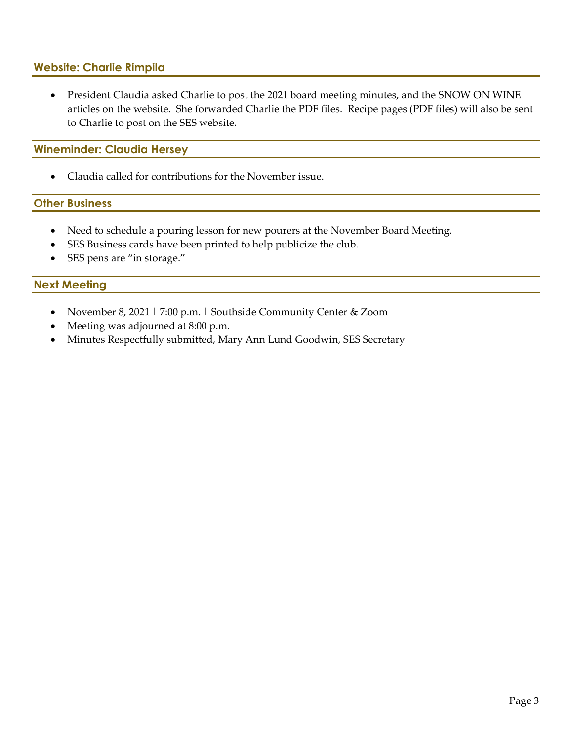## Website: Charlie Rimpila

- President Claudia asked Charlie to post the 2021 board meeting minutes, and the SNOW ON WINE articles on the website. She forwarded Charlie the PDF files. Recipe pages (PDF files) will also be sent to Charlie to post on the SES website.

## Wineminder: Claudia Hersey

- Claudia called for contributions for the November issue.

## Other Business

- Need to schedule a pouring lesson for new pourers at the November Board Meeting.
- SES Business cards have been printed to help publicize the club.
- SES pens are "in storage."

## Next Meeting

- November 8, 2021 | 7:00 p.m. | Southside Community Center & Zoom
- Meeting was adjourned at 8:00 p.m.
- Minutes Respectfully submitted, Mary Ann Lund Goodwin, SES Secretary